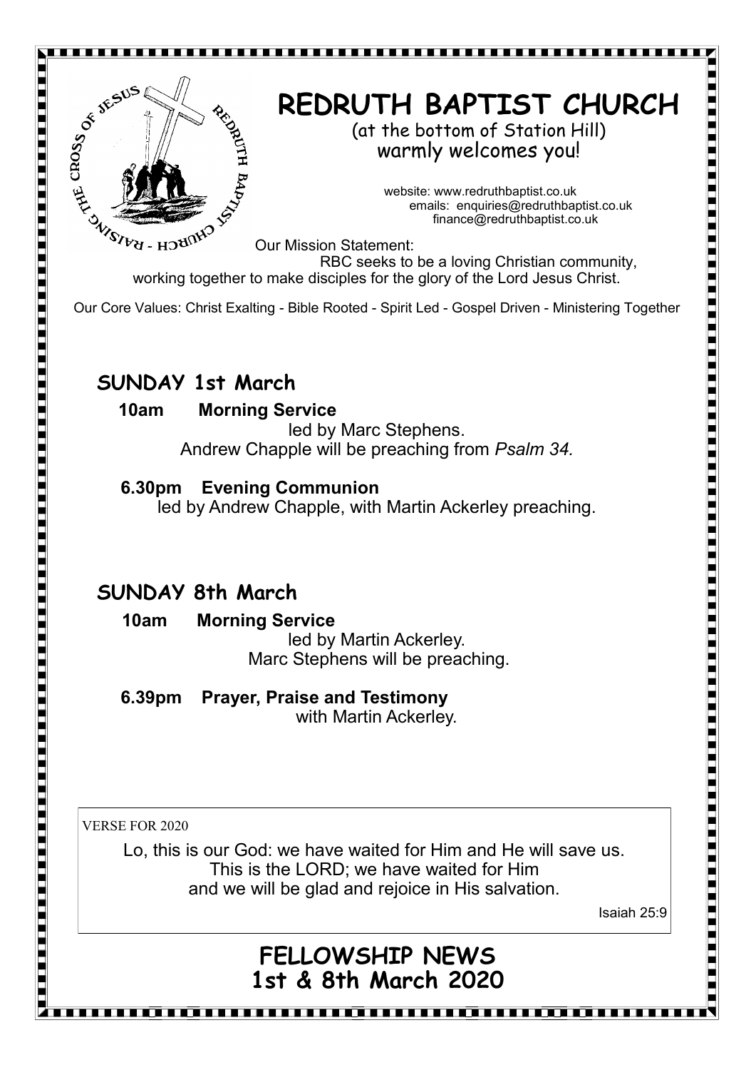# REDRUTH BAPTIST CHURCH

(at the bottom of Station Hill)
warmly welcomes you!

website: www.redruthbaptist.co.uk
emails: enquiries@redruthbaptist.co.uk
finance@redruthbaptist.co.uk

Our Mission Statement:
RBC seeks to be a loving Christian community, working together to make disciples for the glory of the Lord Jesus Christ.

Our Core Values: Christ Exalting - Bible Rooted - Spirit Led - Gospel Driven - Ministering Together

## SUNDAY 1st March

**10am Morning Service**
led by Marc Stephens.
Andrew Chapple will be preaching from *Psalm 34.*

**6.30pm Evening Communion**
led by Andrew Chapple, with Martin Ackerley preaching.

## SUNDAY 8th March

**10am Morning Service**
led by Martin Ackerley.
Marc Stephens will be preaching.

**6.39pm Prayer, Praise and Testimony**
with Martin Ackerley.

VERSE FOR 2020

Lo, this is our God: we have waited for Him and He will save us.
This is the LORD; we have waited for Him
and we will be glad and rejoice in His salvation.

Isaiah 25:9

## FELLOWSHIP NEWS
## 1st & 8th March 2020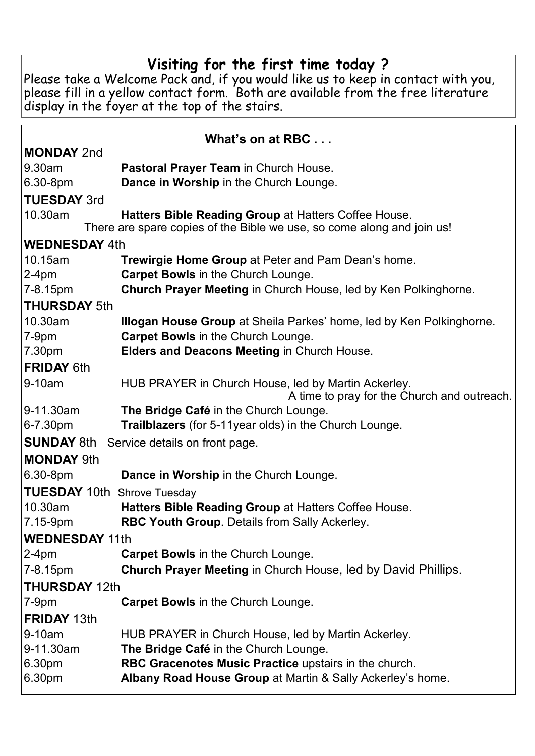## Visiting for the first time today ?

Please take a Welcome Pack and, if you would like us to keep in contact with you, please fill in a yellow contact form. Both are available from the free literature display in the foyer at the top of the stairs.

## What's on at RBC . . .

**MONDAY** 2nd

9.30am **Pastoral Prayer Team** in Church House.
6.30-8pm **Dance in Worship** in the Church Lounge.

**TUESDAY** 3rd

10.30am **Hatters Bible Reading Group** at Hatters Coffee House.
There are spare copies of the Bible we use, so come along and join us!

**WEDNESDAY** 4th

10.15am **Trewirgie Home Group** at Peter and Pam Dean's home.
2-4pm **Carpet Bowls** in the Church Lounge.
7-8.15pm **Church Prayer Meeting** in Church House, led by Ken Polkinghorne.

**THURSDAY** 5th

10.30am **Illogan House Group** at Sheila Parkes' home, led by Ken Polkinghorne.
7-9pm **Carpet Bowls** in the Church Lounge.
7.30pm **Elders and Deacons Meeting** in Church House.

**FRIDAY** 6th

9-10am HUB PRAYER in Church House, led by Martin Ackerley.
A time to pray for the Church and outreach.
9-11.30am **The Bridge Café** in the Church Lounge.
6-7.30pm **Trailblazers** (for 5-11year olds) in the Church Lounge.

**SUNDAY** 8th Service details on front page.

**MONDAY** 9th

6.30-8pm **Dance in Worship** in the Church Lounge.

**TUESDAY** 10th Shrove Tuesday

10.30am **Hatters Bible Reading Group** at Hatters Coffee House.
7.15-9pm **RBC Youth Group**. Details from Sally Ackerley.

**WEDNESDAY** 11th

2-4pm **Carpet Bowls** in the Church Lounge.
7-8.15pm **Church Prayer Meeting** in Church House, led by David Phillips.

**THURSDAY** 12th

7-9pm **Carpet Bowls** in the Church Lounge.

**FRIDAY** 13th

9-10am HUB PRAYER in Church House, led by Martin Ackerley.
9-11.30am **The Bridge Café** in the Church Lounge.
6.30pm **RBC Gracenotes Music Practice** upstairs in the church.
6.30pm **Albany Road House Group** at Martin & Sally Ackerley's home.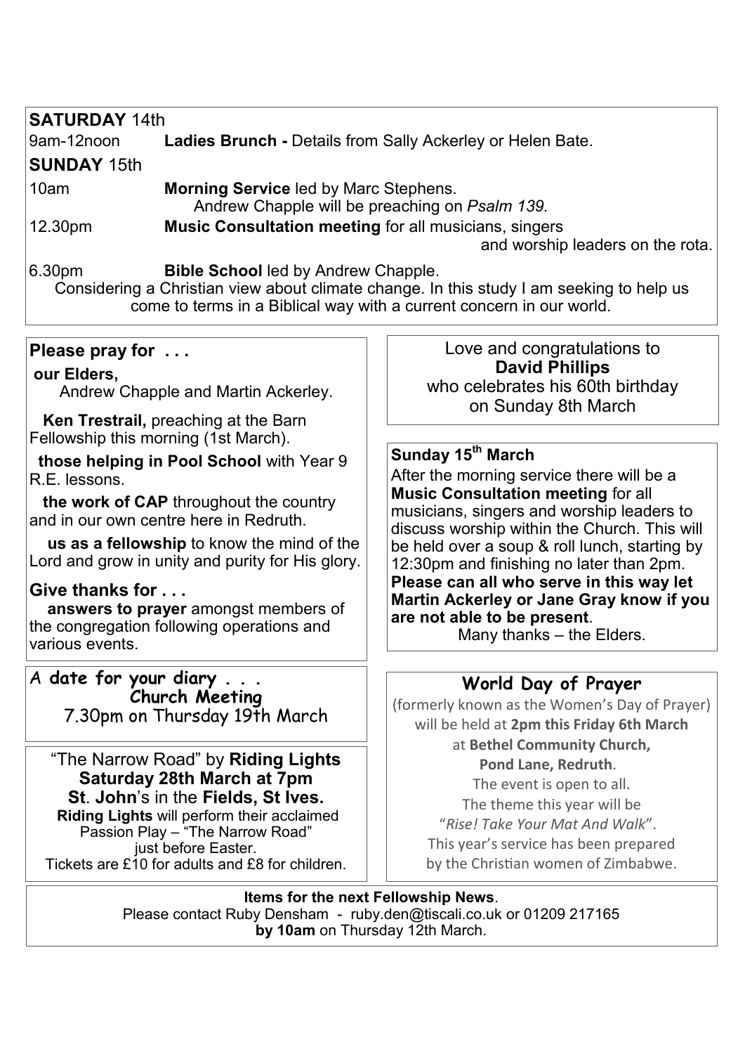**SATURDAY** 14th

9am-12noon **Ladies Brunch -** Details from Sally Ackerley or Helen Bate.

**SUNDAY** 15th

10am **Morning Service** led by Marc Stephens.
Andrew Chapple will be preaching on *Psalm 139*.

12.30pm **Music Consultation meeting** for all musicians, singers and worship leaders on the rota.

6.30pm **Bible School** led by Andrew Chapple.
Considering a Christian view about climate change. In this study I am seeking to help us come to terms in a Biblical way with a current concern in our world.

## Please pray for . . .

**our Elders,**
Andrew Chapple and Martin Ackerley.

**Ken Trestrail,** preaching at the Barn Fellowship this morning (1st March).

**those helping in Pool School** with Year 9 R.E. lessons.

**the work of CAP** throughout the country and in our own centre here in Redruth.

**us as a fellowship** to know the mind of the Lord and grow in unity and purity for His glory.

## Give thanks for . . .

**answers to prayer** amongst members of the congregation following operations and various events.

**A date for your diary . . .**
**Church Meeting**
7.30pm on Thursday 19th March

"The Narrow Road" by **Riding Lights**
**Saturday 28th March at 7pm**
**St. John**'s in the **Fields, St Ives.**
**Riding Lights** will perform their acclaimed Passion Play – "The Narrow Road" just before Easter.
Tickets are £10 for adults and £8 for children.

Love and congratulations to
**David Phillips**
who celebrates his 60th birthday on Sunday 8th March

**Sunday 15th March**
After the morning service there will be a **Music Consultation meeting** for all musicians, singers and worship leaders to discuss worship within the Church. This will be held over a soup & roll lunch, starting by 12:30pm and finishing no later than 2pm. **Please can all who serve in this way let Martin Ackerley or Jane Gray know if you are not able to be present**.
Many thanks – the Elders.

## World Day of Prayer

(formerly known as the Women's Day of Prayer) will be held at **2pm this Friday 6th March** at **Bethel Community Church, Pond Lane, Redruth**.
The event is open to all.
The theme this year will be "*Rise! Take Your Mat And Walk*".
This year's service has been prepared by the Christian women of Zimbabwe.

**Items for the next Fellowship News**.
Please contact Ruby Densham - ruby.den@tiscali.co.uk or 01209 217165 **by 10am** on Thursday 12th March.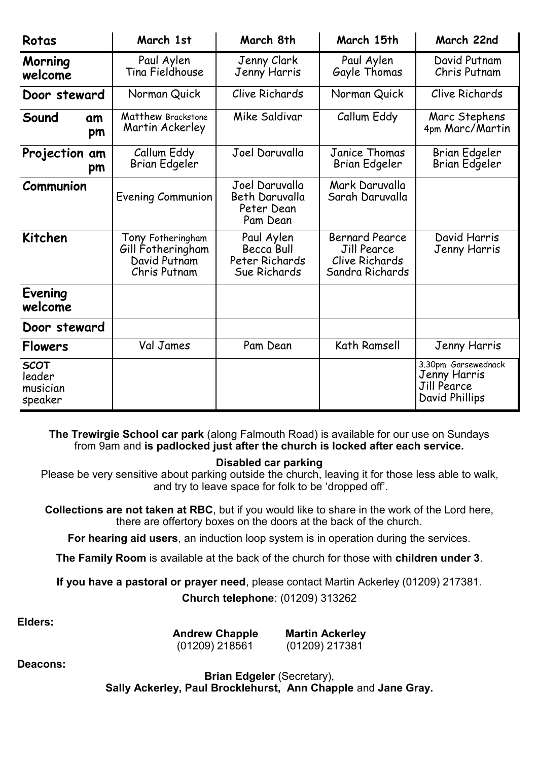| Rotas | March 1st | March 8th | March 15th | March 22nd |
|---|---|---|---|---|
| **Morning welcome** | Paul Aylen<br>Tina Fieldhouse | Jenny Clark<br>Jenny Harris | Paul Aylen<br>Gayle Thomas | David Putnam<br>Chris Putnam |
| **Door steward** | Norman Quick | Clive Richards | Norman Quick | Clive Richards |
| **Sound am<br>pm** | Matthew Brackstone<br>Martin Ackerley | Mike Saldivar | Callum Eddy | Marc Stephens<br>4pm Marc/Martin |
| **Projection am<br>pm** | Callum Eddy<br>Brian Edgeler | Joel Daruvalla | Janice Thomas<br>Brian Edgeler | Brian Edgeler<br>Brian Edgeler |
| **Communion** | Evening Communion | Joel Daruvalla<br>Beth Daruvalla<br>Peter Dean<br>Pam Dean | Mark Daruvalla<br>Sarah Daruvalla | |
| **Kitchen** | Tony Fotheringham<br>Gill Fotheringham<br>David Putnam<br>Chris Putnam | Paul Aylen<br>Becca Bull<br>Peter Richards<br>Sue Richards | Bernard Pearce<br>Jill Pearce<br>Clive Richards<br>Sandra Richards | David Harris<br>Jenny Harris |
| **Evening welcome** | | | | |
| **Door steward** | | | | |
| **Flowers** | Val James | Pam Dean | Kath Ramsell | Jenny Harris |
| **SCOT**<br>leader<br>musician<br>speaker | | | | 3.30pm Garsewednack<br>Jenny Harris<br>Jill Pearce<br>David Phillips |

**The Trewirgie School car park** (along Falmouth Road) is available for our use on Sundays from 9am and **is padlocked just after the church is locked after each service.**

**Disabled car parking**

Please be very sensitive about parking outside the church, leaving it for those less able to walk, and try to leave space for folk to be 'dropped off'.

**Collections are not taken at RBC**, but if you would like to share in the work of the Lord here, there are offertory boxes on the doors at the back of the church.

**For hearing aid users**, an induction loop system is in operation during the services.

**The Family Room** is available at the back of the church for those with **children under 3**.

**If you have a pastoral or prayer need**, please contact Martin Ackerley (01209) 217381.

**Church telephone**: (01209) 313262

**Elders:**

**Andrew Chapple** (01209) 218561
**Martin Ackerley** (01209) 217381

**Deacons:**

**Brian Edgeler** (Secretary),
**Sally Ackerley, Paul Brocklehurst, Ann Chapple** and **Jane Gray.**